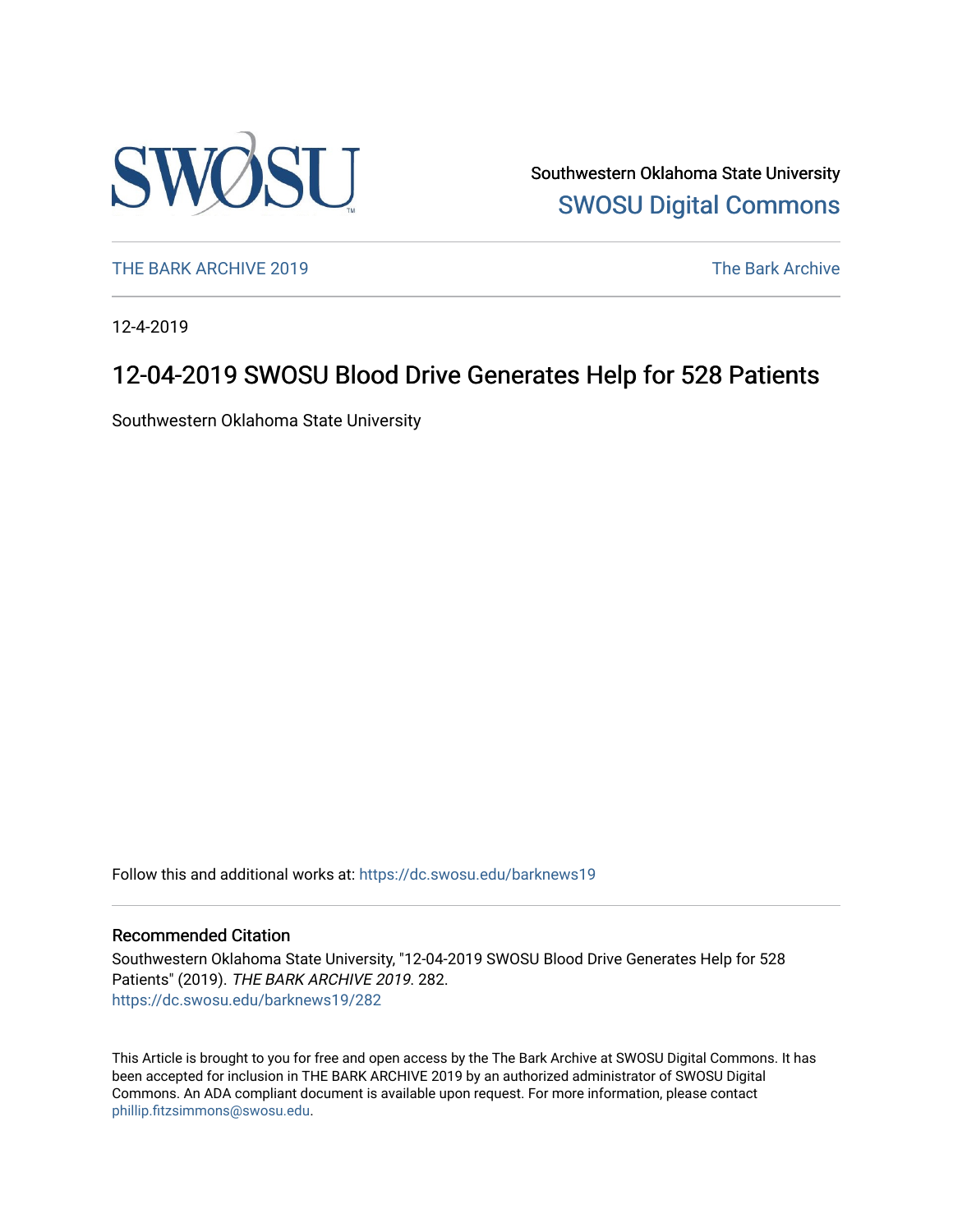Southwestern Oklahoma State University

SWOSU Digital Commons

THE BARK ARCHIVE 2019

The Bark Archive

12-4-2019

# 12-04-2019 SWOSU Blood Drive Generates Help for 528 Patients

Southwestern Oklahoma State University

Follow this and additional works at: https://dc.swosu.edu/barknews19

## Recommended Citation

Southwestern Oklahoma State University, "12-04-2019 SWOSU Blood Drive Generates Help for 528 Patients" (2019). *THE BARK ARCHIVE 2019*. 282.
https://dc.swosu.edu/barknews19/282

This Article is brought to you for free and open access by the The Bark Archive at SWOSU Digital Commons. It has been accepted for inclusion in THE BARK ARCHIVE 2019 by an authorized administrator of SWOSU Digital Commons. An ADA compliant document is available upon request. For more information, please contact phillip.fitzsimmons@swosu.edu.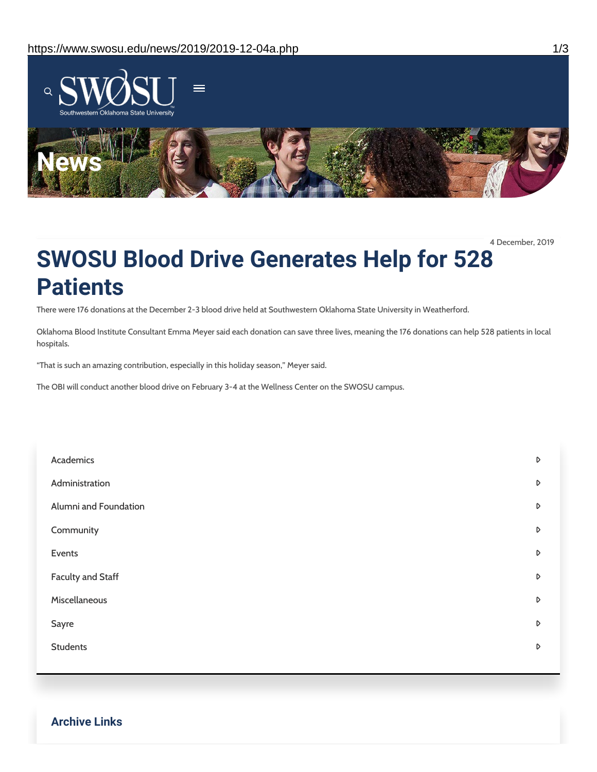# News

4 December, 2019

# SWOSU Blood Drive Generates Help for 528 Patients

There were 176 donations at the December 2-3 blood drive held at Southwestern Oklahoma State University in Weatherford.

Oklahoma Blood Institute Consultant Emma Meyer said each donation can save three lives, meaning the 176 donations can help 528 patients in local hospitals.

"That is such an amazing contribution, especially in this holiday season," Meyer said.

The OBI will conduct another blood drive on February 3-4 at the Wellness Center on the SWOSU campus.

- Academics
- Administration
- Alumni and Foundation
- Community
- Events
- Faculty and Staff
- Miscellaneous
- Sayre
- Students

## Archive Links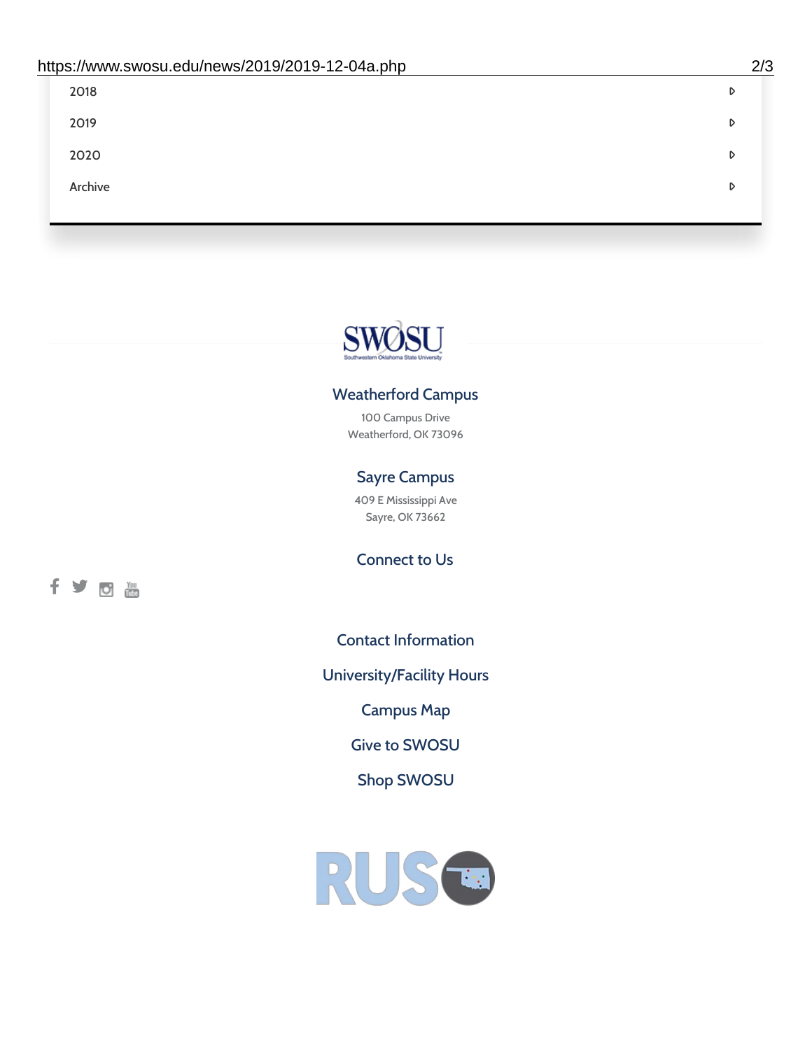2018

2019

2020

Archive

SWOSU

Southwestern Oklahoma State University

### Weatherford Campus

100 Campus Drive
Weatherford, OK 73096

### Sayre Campus

409 E Mississippi Ave
Sayre, OK 73662

### Connect to Us

Contact Information

University/Facility Hours

Campus Map

Give to SWOSU

Shop SWOSU

RUSO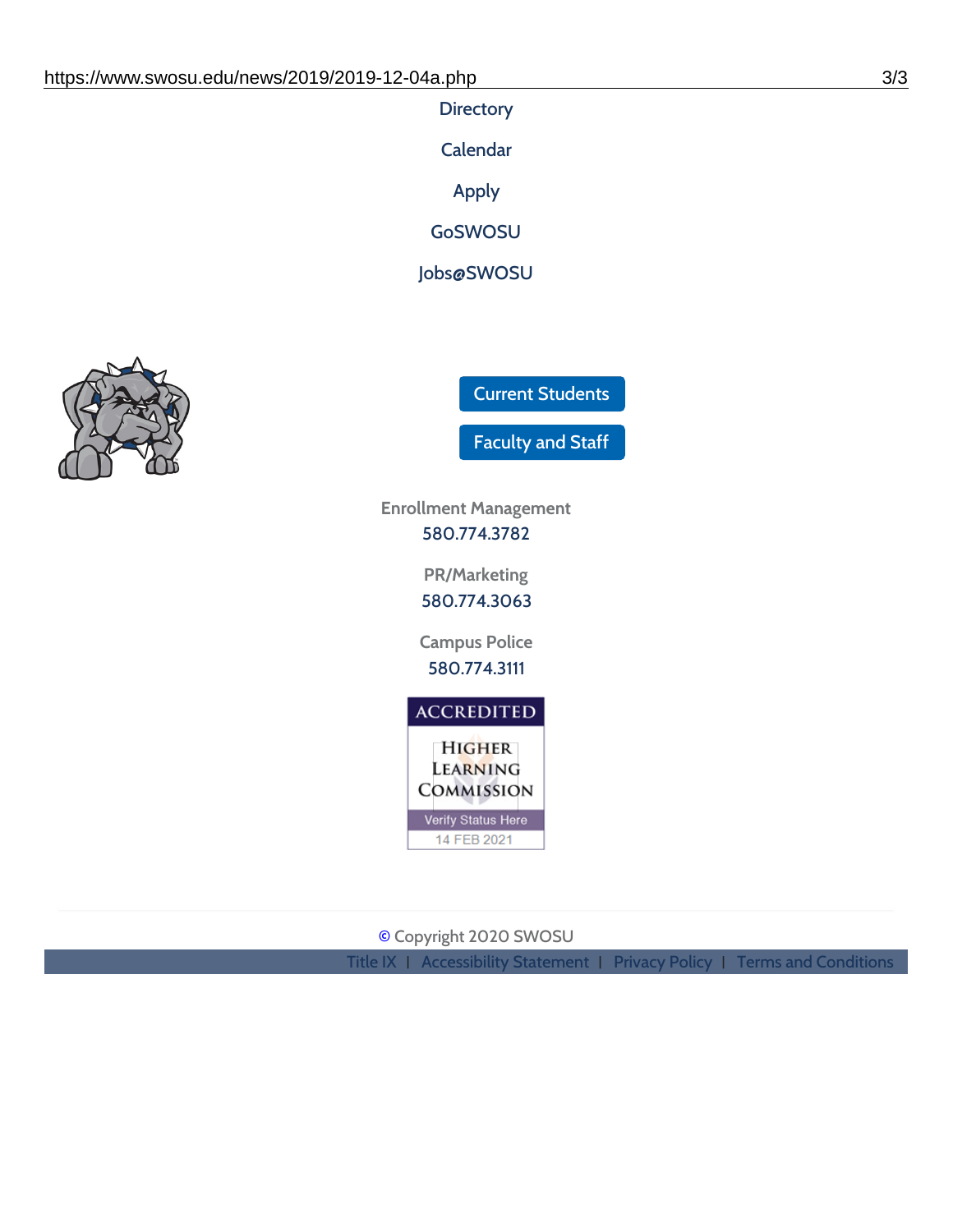Directory

Calendar

Apply

GoSWOSU

Jobs@SWOSU

Current Students

Faculty and Staff

Enrollment Management
580.774.3782

PR/Marketing
580.774.3063

Campus Police
580.774.3111

ACCREDITED
HIGHER LEARNING COMMISSION
Verify Status Here
14 FEB 2021

© Copyright 2020 SWOSU

Title IX | Accessibility Statement | Privacy Policy | Terms and Conditions